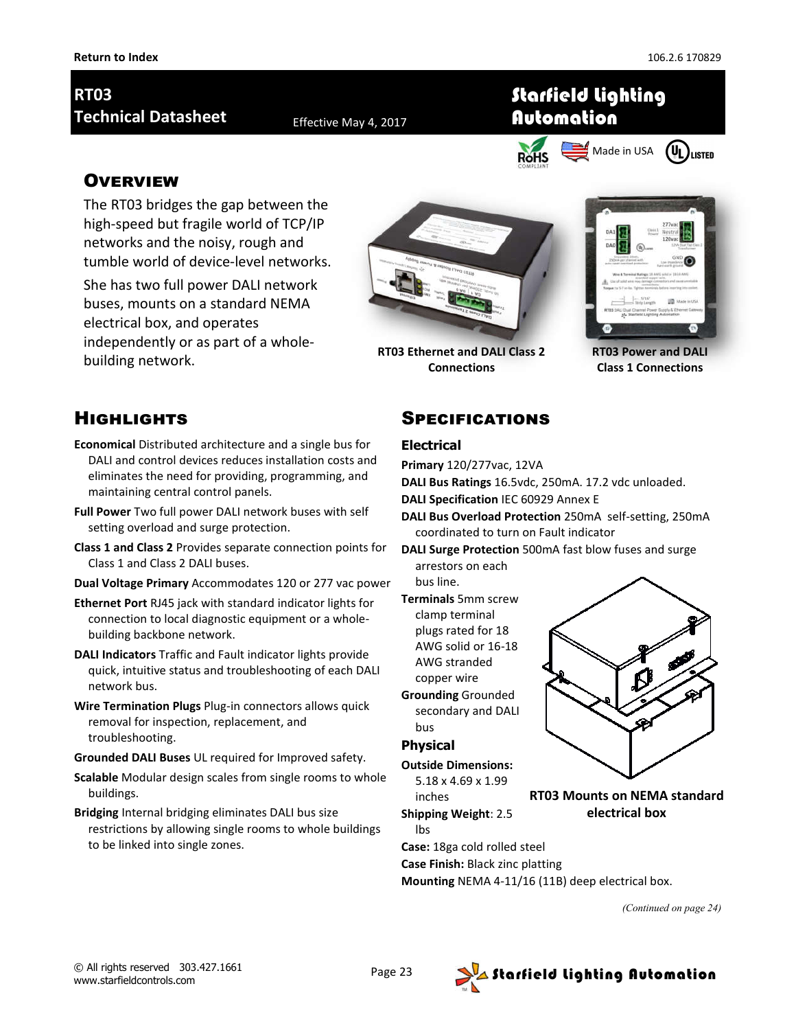Return to Index

106.2.6 170829

# RT03 Technical Datasheet

Effective May 4, 2017

**Starfield Lighting Automation**

RoHS COMPLIANT | Made in USA | UL LISTED

## Overview

The RT03 bridges the gap between the high-speed but fragile world of TCP/IP networks and the noisy, rough and tumble world of device-level networks.

She has two full power DALI network buses, mounts on a standard NEMA electrical box, and operates independently or as part of a whole-building network.

**RT03 Ethernet and DALI Class 2 Connections**

**RT03 Power and DALI Class 1 Connections**

## Highlights

**Economical** Distributed architecture and a single bus for DALI and control devices reduces installation costs and eliminates the need for providing, programming, and maintaining central control panels.

**Full Power** Two full power DALI network buses with self setting overload and surge protection.

**Class 1 and Class 2** Provides separate connection points for Class 1 and Class 2 DALI buses.

**Dual Voltage Primary** Accommodates 120 or 277 vac power

**Ethernet Port** RJ45 jack with standard indicator lights for connection to local diagnostic equipment or a whole-building backbone network.

**DALI Indicators** Traffic and Fault indicator lights provide quick, intuitive status and troubleshooting of each DALI network bus.

**Wire Termination Plugs** Plug-in connectors allows quick removal for inspection, replacement, and troubleshooting.

**Grounded DALI Buses** UL required for Improved safety.

**Scalable** Modular design scales from single rooms to whole buildings.

**Bridging** Internal bridging eliminates DALI bus size restrictions by allowing single rooms to whole buildings to be linked into single zones.

## Specifications

### Electrical

**Primary** 120/277vac, 12VA

**DALI Bus Ratings** 16.5vdc, 250mA. 17.2 vdc unloaded.

**DALI Specification** IEC 60929 Annex E

**DALI Bus Overload Protection** 250mA self-setting, 250mA coordinated to turn on Fault indicator

**DALI Surge Protection** 500mA fast blow fuses and surge arrestors on each bus line.

**Terminals** 5mm screw clamp terminal plugs rated for 18 AWG solid or 16-18 AWG stranded copper wire

**Grounding** Grounded secondary and DALI bus

### Physical

**Outside Dimensions:** 5.18 x 4.69 x 1.99 inches

**Shipping Weight**: 2.5 lbs

**Case:** 18ga cold rolled steel

**Case Finish:** Black zinc platting

**Mounting** NEMA 4-11/16 (11B) deep electrical box.

**RT03 Mounts on NEMA standard electrical box**

*(Continued on page 24)*

© All rights reserved 303.427.1661
www.starfieldcontrols.com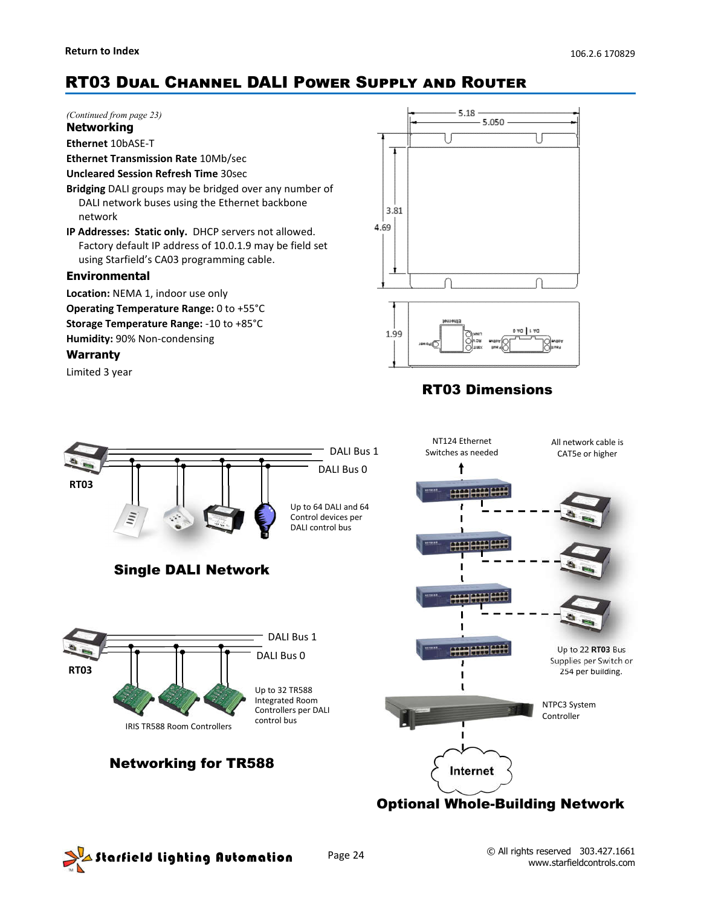# RT03 Dual Channel DALI Power Supply and Router

*(Continued from page 23)*

### Networking

**Ethernet** 10bASE-T

**Ethernet Transmission Rate** 10Mb/sec

**Uncleared Session Refresh Time** 30sec

**Bridging** DALI groups may be bridged over any number of DALI network buses using the Ethernet backbone network

**IP Addresses: Static only.** DHCP servers not allowed. Factory default IP address of 10.0.1.9 may be field set using Starfield's CA03 programming cable.

### Environmental

**Location:** NEMA 1, indoor use only

**Operating Temperature Range:** 0 to +55°C

**Storage Temperature Range:** -10 to +85°C

**Humidity:** 90% Non-condensing

### Warranty

Limited 3 year

5.18
5.050
3.81
4.69
1.99

**RT03 Dimensions**

RT03
DALI Bus 1
DALI Bus 0
Up to 64 DALI and 64 Control devices per DALI control bus

**Single DALI Network**

RT03
DALI Bus 1
DALI Bus 0
Up to 32 TR588 Integrated Room Controllers per DALI control bus
IRIS TR588 Room Controllers

**Networking for TR588**

NT124 Ethernet Switches as needed
All network cable is CAT5e or higher
Up to 22 **RT03** Bus Supplies per Switch or 254 per building.
NTPC3 System Controller
Internet

**Optional Whole-Building Network**